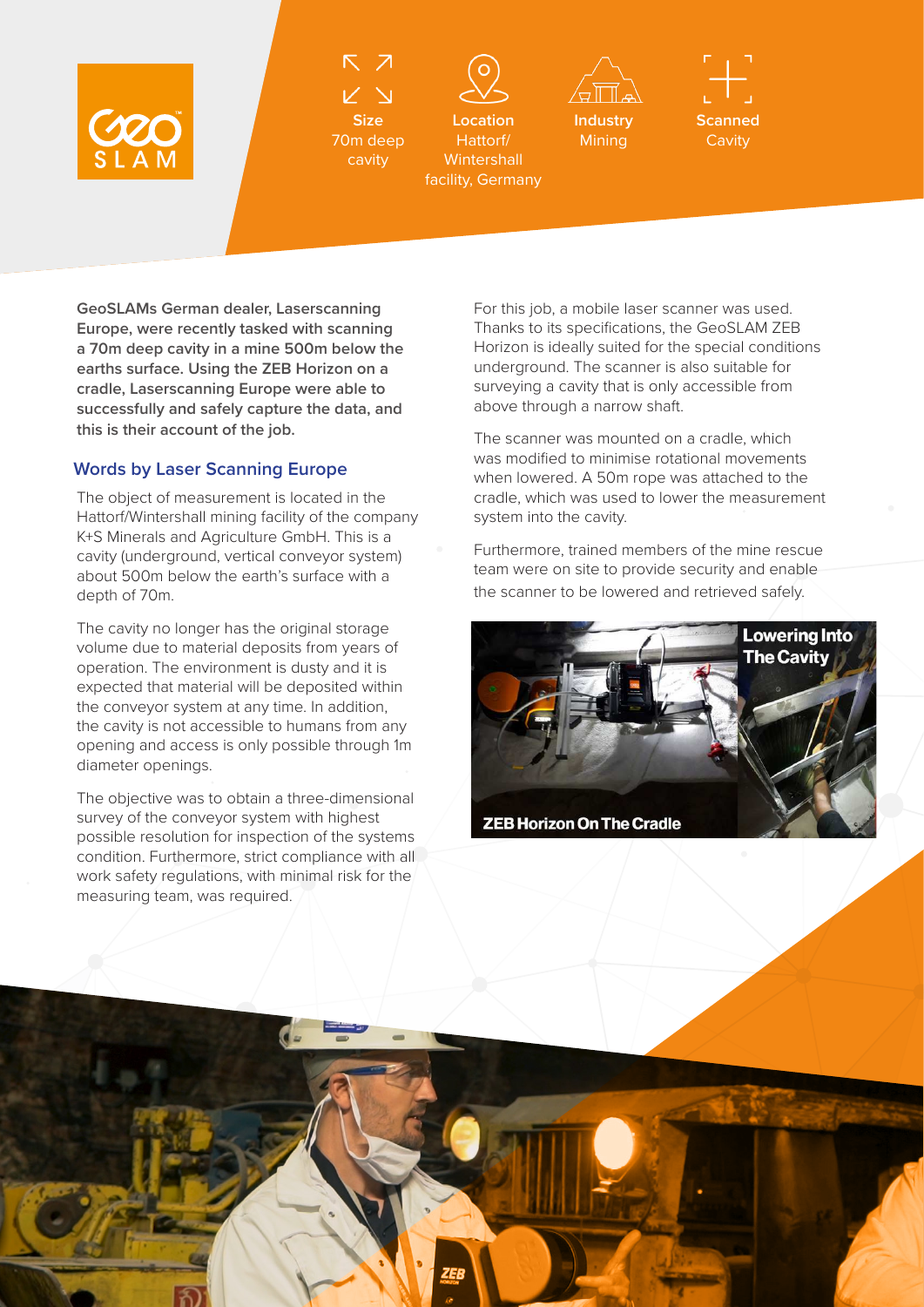**Size**
70m deep cavity

**Location**
Hattorf/ Wintershall facility, Germany

**Industry**
Mining

**Scanned**
Cavity

**GeoSLAMs German dealer, Laserscanning Europe, were recently tasked with scanning a 70m deep cavity in a mine 500m below the earths surface. Using the ZEB Horizon on a cradle, Laserscanning Europe were able to successfully and safely capture the data, and this is their account of the job.**

## Words by Laser Scanning Europe

The object of measurement is located in the Hattorf/Wintershall mining facility of the company K+S Minerals and Agriculture GmbH. This is a cavity (underground, vertical conveyor system) about 500m below the earth's surface with a depth of 70m.

The cavity no longer has the original storage volume due to material deposits from years of operation. The environment is dusty and it is expected that material will be deposited within the conveyor system at any time. In addition, the cavity is not accessible to humans from any opening and access is only possible through 1m diameter openings.

The objective was to obtain a three-dimensional survey of the conveyor system with highest possible resolution for inspection of the systems condition. Furthermore, strict compliance with all work safety regulations, with minimal risk for the measuring team, was required.

For this job, a mobile laser scanner was used. Thanks to its specifications, the GeoSLAM ZEB Horizon is ideally suited for the special conditions underground. The scanner is also suitable for surveying a cavity that is only accessible from above through a narrow shaft.

The scanner was mounted on a cradle, which was modified to minimise rotational movements when lowered. A 50m rope was attached to the cradle, which was used to lower the measurement system into the cavity.

Furthermore, trained members of the mine rescue team were on site to provide security and enable the scanner to be lowered and retrieved safely.

ZEB Horizon On The Cradle

Lowering Into The Cavity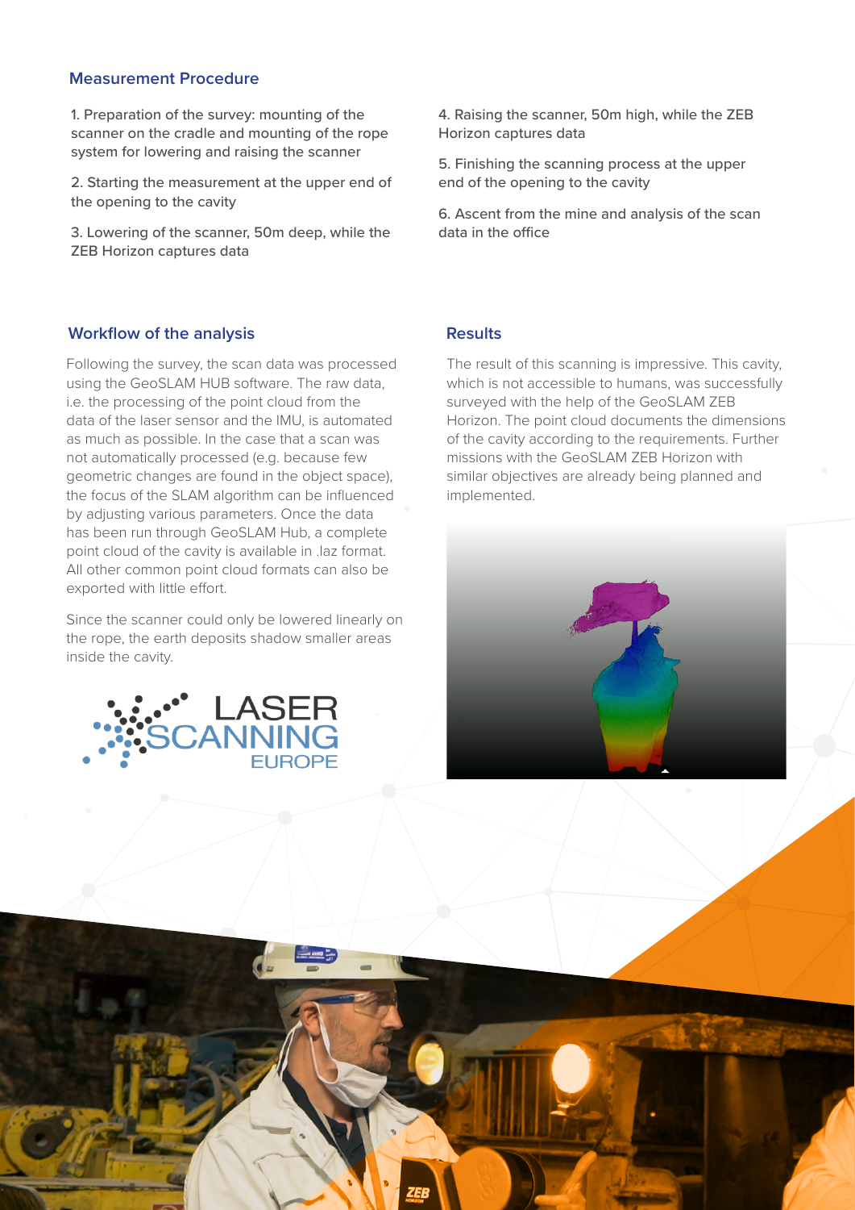## Measurement Procedure

1. Preparation of the survey: mounting of the scanner on the cradle and mounting of the rope system for lowering and raising the scanner

2. Starting the measurement at the upper end of the opening to the cavity

3. Lowering of the scanner, 50m deep, while the ZEB Horizon captures data

4. Raising the scanner, 50m high, while the ZEB Horizon captures data

5. Finishing the scanning process at the upper end of the opening to the cavity

6. Ascent from the mine and analysis of the scan data in the office

## Workflow of the analysis

Following the survey, the scan data was processed using the GeoSLAM HUB software. The raw data, i.e. the processing of the point cloud from the data of the laser sensor and the IMU, is automated as much as possible. In the case that a scan was not automatically processed (e.g. because few geometric changes are found in the object space), the focus of the SLAM algorithm can be influenced by adjusting various parameters. Once the data has been run through GeoSLAM Hub, a complete point cloud of the cavity is available in .laz format. All other common point cloud formats can also be exported with little effort.

Since the scanner could only be lowered linearly on the rope, the earth deposits shadow smaller areas inside the cavity.

LASER SCANNING EUROPE

## Results

The result of this scanning is impressive. This cavity, which is not accessible to humans, was successfully surveyed with the help of the GeoSLAM ZEB Horizon. The point cloud documents the dimensions of the cavity according to the requirements. Further missions with the GeoSLAM ZEB Horizon with similar objectives are already being planned and implemented.